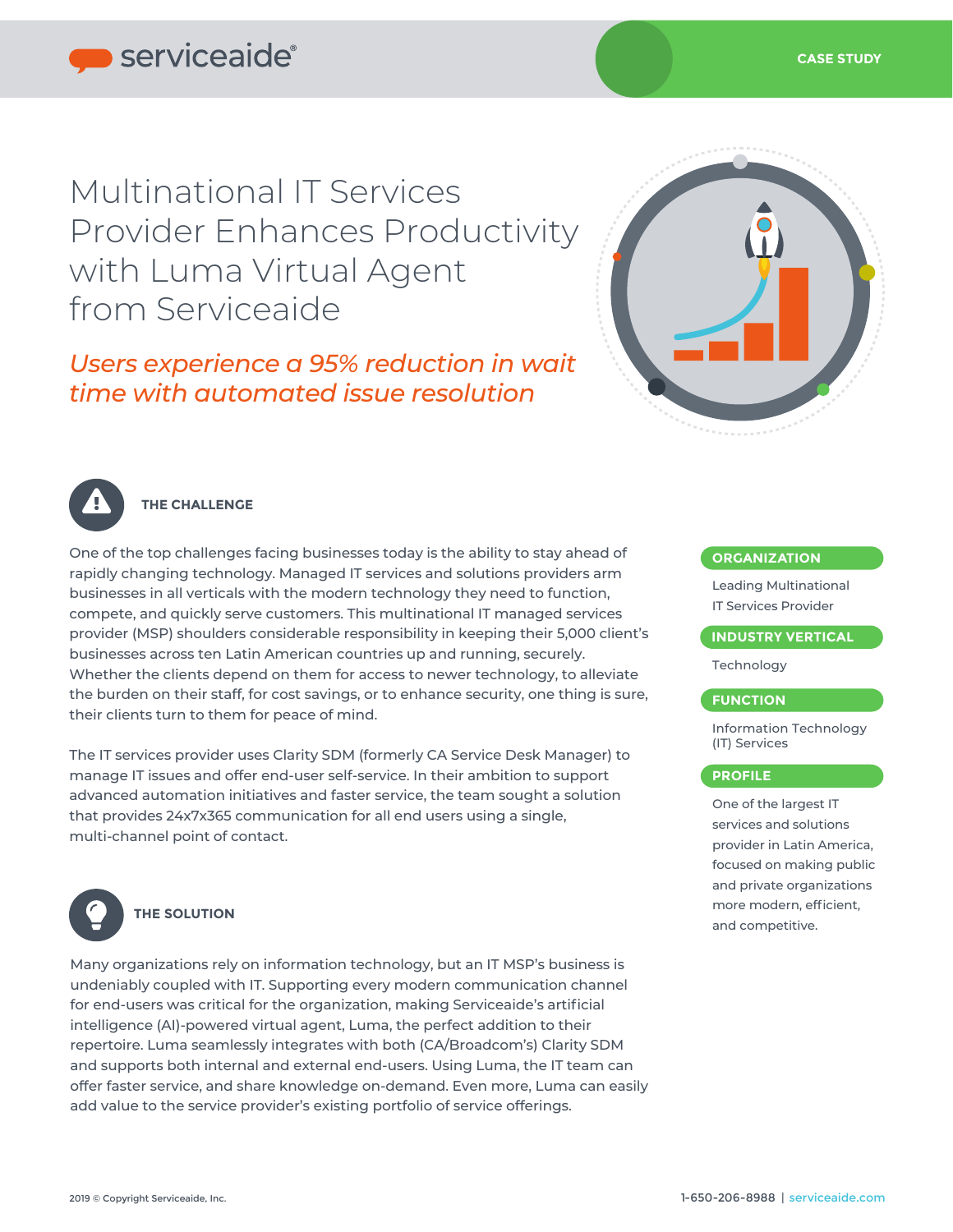serviceaide®

CASE STUDY

# Multinational IT Services Provider Enhances Productivity with Luma Virtual Agent from Serviceaide

*Users experience a 95% reduction in wait time with automated issue resolution*

## THE CHALLENGE

One of the top challenges facing businesses today is the ability to stay ahead of rapidly changing technology. Managed IT services and solutions providers arm businesses in all verticals with the modern technology they need to function, compete, and quickly serve customers. This multinational IT managed services provider (MSP) shoulders considerable responsibility in keeping their 5,000 client's businesses across ten Latin American countries up and running, securely. Whether the clients depend on them for access to newer technology, to alleviate the burden on their staff, for cost savings, or to enhance security, one thing is sure, their clients turn to them for peace of mind.

The IT services provider uses Clarity SDM (formerly CA Service Desk Manager) to manage IT issues and offer end-user self-service. In their ambition to support advanced automation initiatives and faster service, the team sought a solution that provides 24x7x365 communication for all end users using a single, multi-channel point of contact.

## THE SOLUTION

Many organizations rely on information technology, but an IT MSP's business is undeniably coupled with IT. Supporting every modern communication channel for end-users was critical for the organization, making Serviceaide's artificial intelligence (AI)-powered virtual agent, Luma, the perfect addition to their repertoire. Luma seamlessly integrates with both (CA/Broadcom's) Clarity SDM and supports both internal and external end-users. Using Luma, the IT team can offer faster service, and share knowledge on-demand. Even more, Luma can easily add value to the service provider's existing portfolio of service offerings.

**ORGANIZATION**

Leading Multinational IT Services Provider

**INDUSTRY VERTICAL**

Technology

**FUNCTION**

Information Technology (IT) Services

**PROFILE**

One of the largest IT services and solutions provider in Latin America, focused on making public and private organizations more modern, efficient, and competitive.

2019 © Copyright Serviceaide, Inc.

1-650-206-8988 | serviceaide.com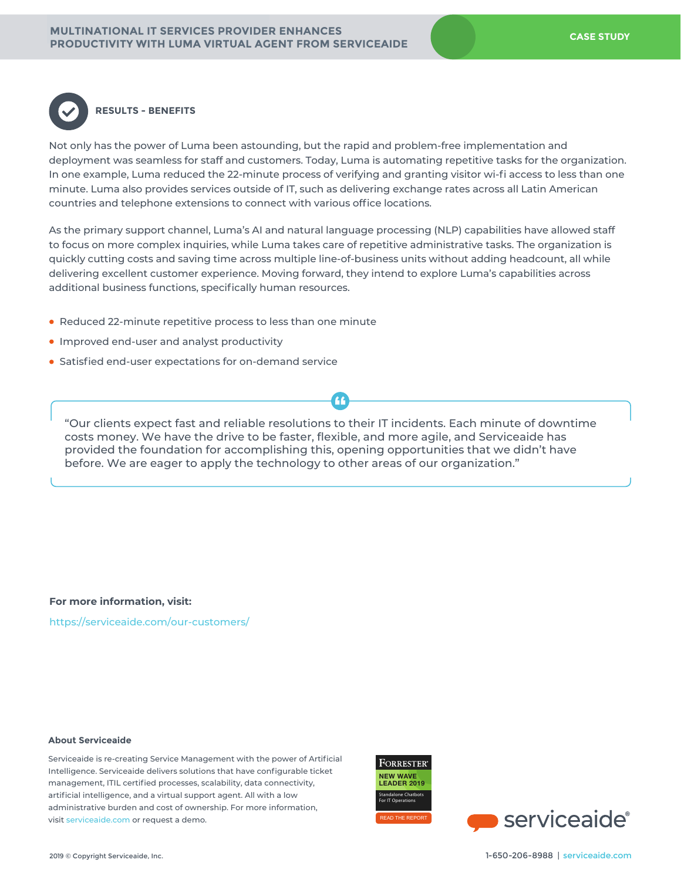## RESULTS - BENEFITS

Not only has the power of Luma been astounding, but the rapid and problem-free implementation and deployment was seamless for staff and customers. Today, Luma is automating repetitive tasks for the organization. In one example, Luma reduced the 22-minute process of verifying and granting visitor wi-fi access to less than one minute. Luma also provides services outside of IT, such as delivering exchange rates across all Latin American countries and telephone extensions to connect with various office locations.

As the primary support channel, Luma's AI and natural language processing (NLP) capabilities have allowed staff to focus on more complex inquiries, while Luma takes care of repetitive administrative tasks. The organization is quickly cutting costs and saving time across multiple line-of-business units without adding headcount, all while delivering excellent customer experience. Moving forward, they intend to explore Luma's capabilities across additional business functions, specifically human resources.

- Reduced 22-minute repetitive process to less than one minute
- Improved end-user and analyst productivity
- Satisfied end-user expectations for on-demand service

> "Our clients expect fast and reliable resolutions to their IT incidents. Each minute of downtime costs money. We have the drive to be faster, flexible, and more agile, and Serviceaide has provided the foundation for accomplishing this, opening opportunities that we didn't have before. We are eager to apply the technology to other areas of our organization."

**For more information, visit:**

https://serviceaide.com/our-customers/

### About Serviceaide

Serviceaide is re-creating Service Management with the power of Artificial Intelligence. Serviceaide delivers solutions that have configurable ticket management, ITIL certified processes, scalability, data connectivity, artificial intelligence, and a virtual support agent. All with a low administrative burden and cost of ownership. For more information, visit serviceaide.com or request a demo.

FORRESTER® NEW WAVE LEADER 2019
Standalone Chatbots For IT Operations
READ THE REPORT

serviceaide®

2019 © Copyright Serviceaide, Inc.

1-650-206-8988 | serviceaide.com